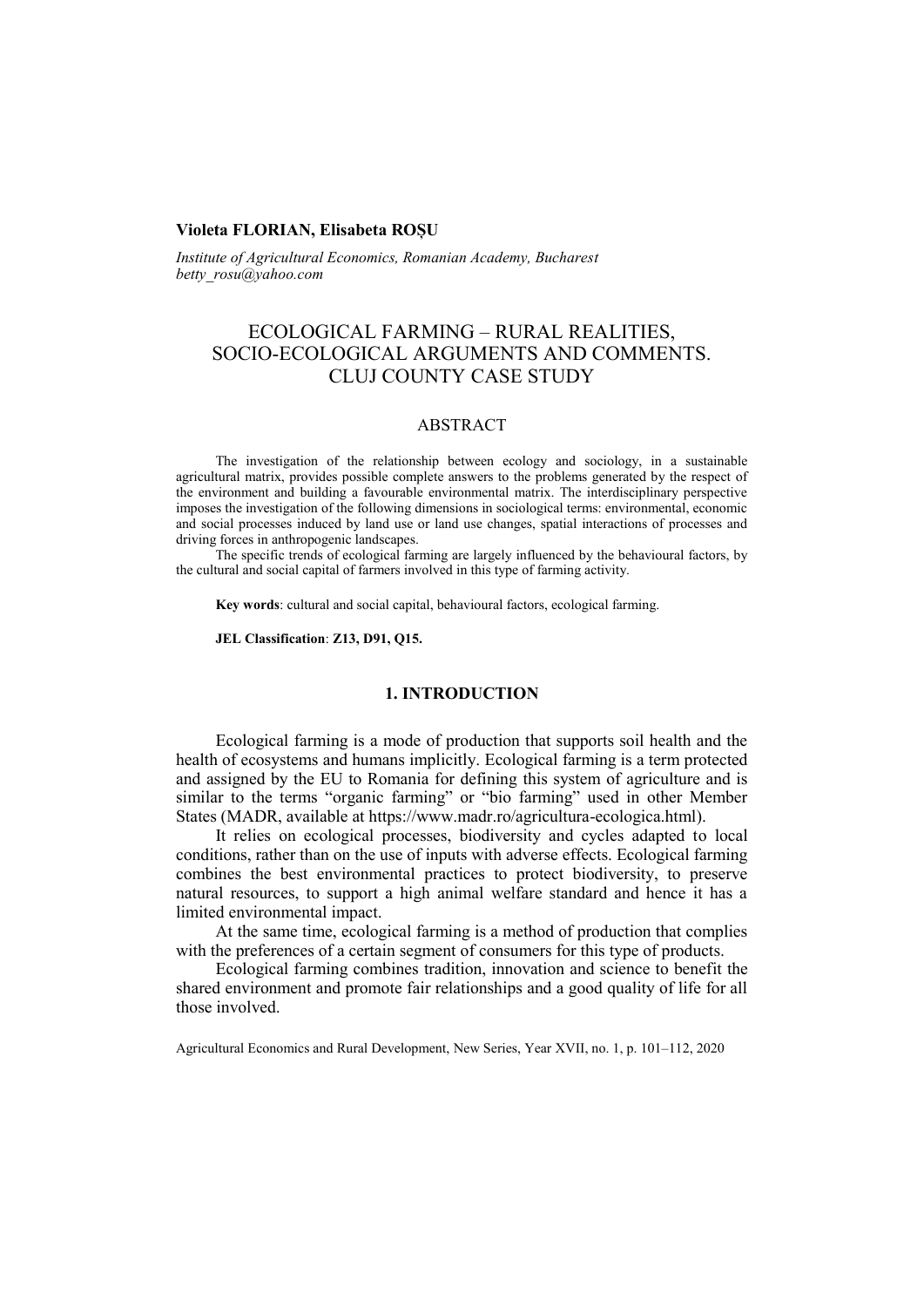**Violeta FLORIAN, Elisabeta ROȘU**

*Institute of Agricultural Economics, Romanian Academy, Bucharest*
*betty_rosu@yahoo.com*

# ECOLOGICAL FARMING – RURAL REALITIES, SOCIO-ECOLOGICAL ARGUMENTS AND COMMENTS. CLUJ COUNTY CASE STUDY

## ABSTRACT

The investigation of the relationship between ecology and sociology, in a sustainable agricultural matrix, provides possible complete answers to the problems generated by the respect of the environment and building a favourable environmental matrix. The interdisciplinary perspective imposes the investigation of the following dimensions in sociological terms: environmental, economic and social processes induced by land use or land use changes, spatial interactions of processes and driving forces in anthropogenic landscapes.

The specific trends of ecological farming are largely influenced by the behavioural factors, by the cultural and social capital of farmers involved in this type of farming activity.

**Key words**: cultural and social capital, behavioural factors, ecological farming.

**JEL Classification**: **Z13, D91, Q15.**

## 1. INTRODUCTION

Ecological farming is a mode of production that supports soil health and the health of ecosystems and humans implicitly. Ecological farming is a term protected and assigned by the EU to Romania for defining this system of agriculture and is similar to the terms "organic farming" or "bio farming" used in other Member States (MADR, available at https://www.madr.ro/agricultura-ecologica.html).

It relies on ecological processes, biodiversity and cycles adapted to local conditions, rather than on the use of inputs with adverse effects. Ecological farming combines the best environmental practices to protect biodiversity, to preserve natural resources, to support a high animal welfare standard and hence it has a limited environmental impact.

At the same time, ecological farming is a method of production that complies with the preferences of a certain segment of consumers for this type of products.

Ecological farming combines tradition, innovation and science to benefit the shared environment and promote fair relationships and a good quality of life for all those involved.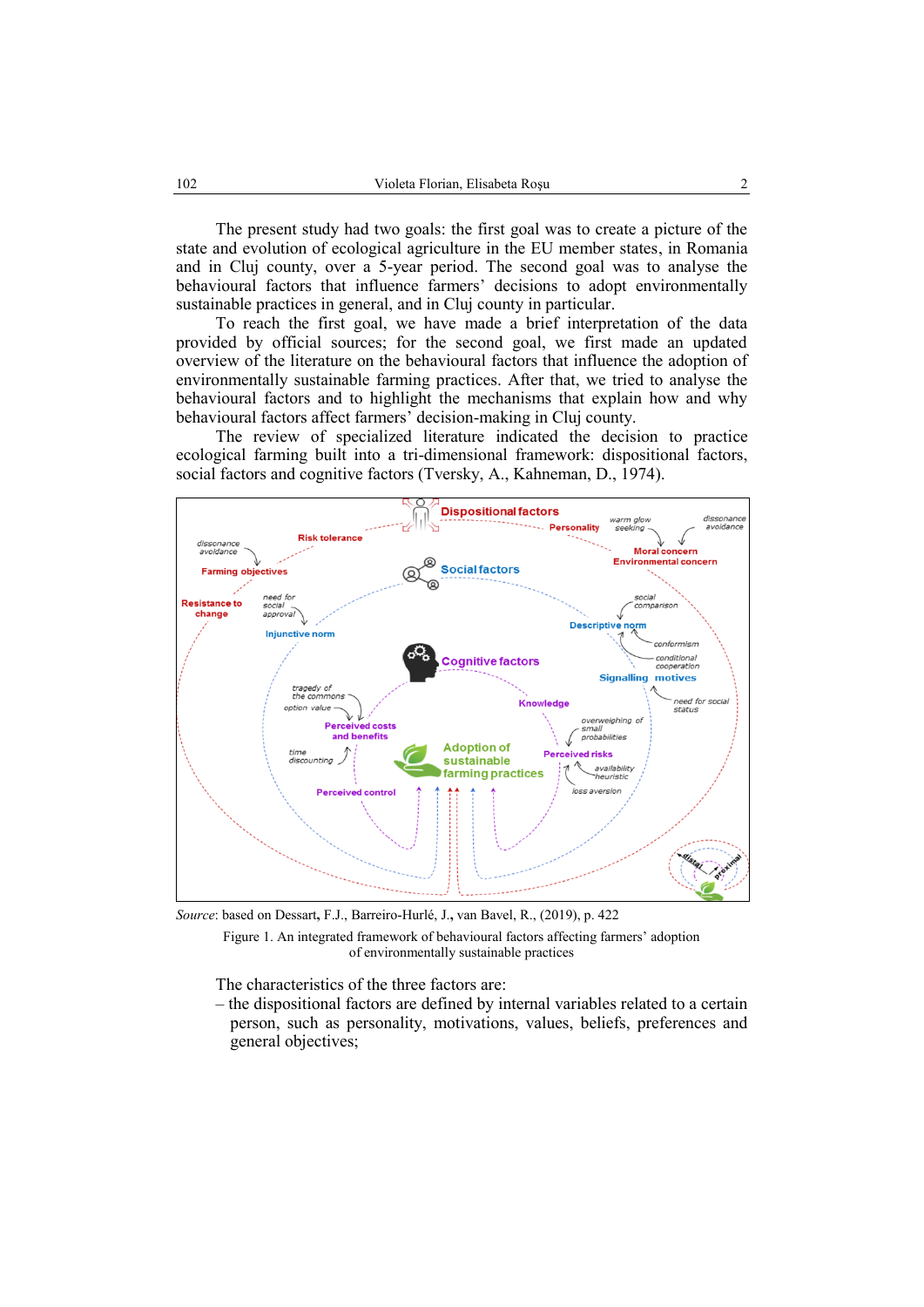The present study had two goals: the first goal was to create a picture of the state and evolution of ecological agriculture in the EU member states, in Romania and in Cluj county, over a 5-year period. The second goal was to analyse the behavioural factors that influence farmers' decisions to adopt environmentally sustainable practices in general, and in Cluj county in particular.

To reach the first goal, we have made a brief interpretation of the data provided by official sources; for the second goal, we first made an updated overview of the literature on the behavioural factors that influence the adoption of environmentally sustainable farming practices. After that, we tried to analyse the behavioural factors and to highlight the mechanisms that explain how and why behavioural factors affect farmers' decision-making in Cluj county.

The review of specialized literature indicated the decision to practice ecological farming built into a tri-dimensional framework: dispositional factors, social factors and cognitive factors (Tversky, A., Kahneman, D., 1974).

Dispositional factors
Risk tolerance
Personality
warm glow seeking
dissonance avoidance
Moral concern
Environmental concern
dissonance avoidance
Farming objectives
Social factors
Resistance to change
need for social approval
Injunctive norm
social comparison
Descriptive norm
conformism
conditional cooperation
Cognitive factors
Signalling motives
need for social status
tragedy of the commons
option value
Knowledge
Perceived costs and benefits
overweighing of small probabilities
time discounting
Adoption of sustainable farming practices
Perceived risks
availability heuristic
Perceived control
loss aversion
distal
proximal

*Source*: based on Dessart, F.J., Barreiro-Hurlé, J., van Bavel, R., (2019), p. 422

Figure 1. An integrated framework of behavioural factors affecting farmers' adoption of environmentally sustainable practices

The characteristics of the three factors are:

– the dispositional factors are defined by internal variables related to a certain person, such as personality, motivations, values, beliefs, preferences and general objectives;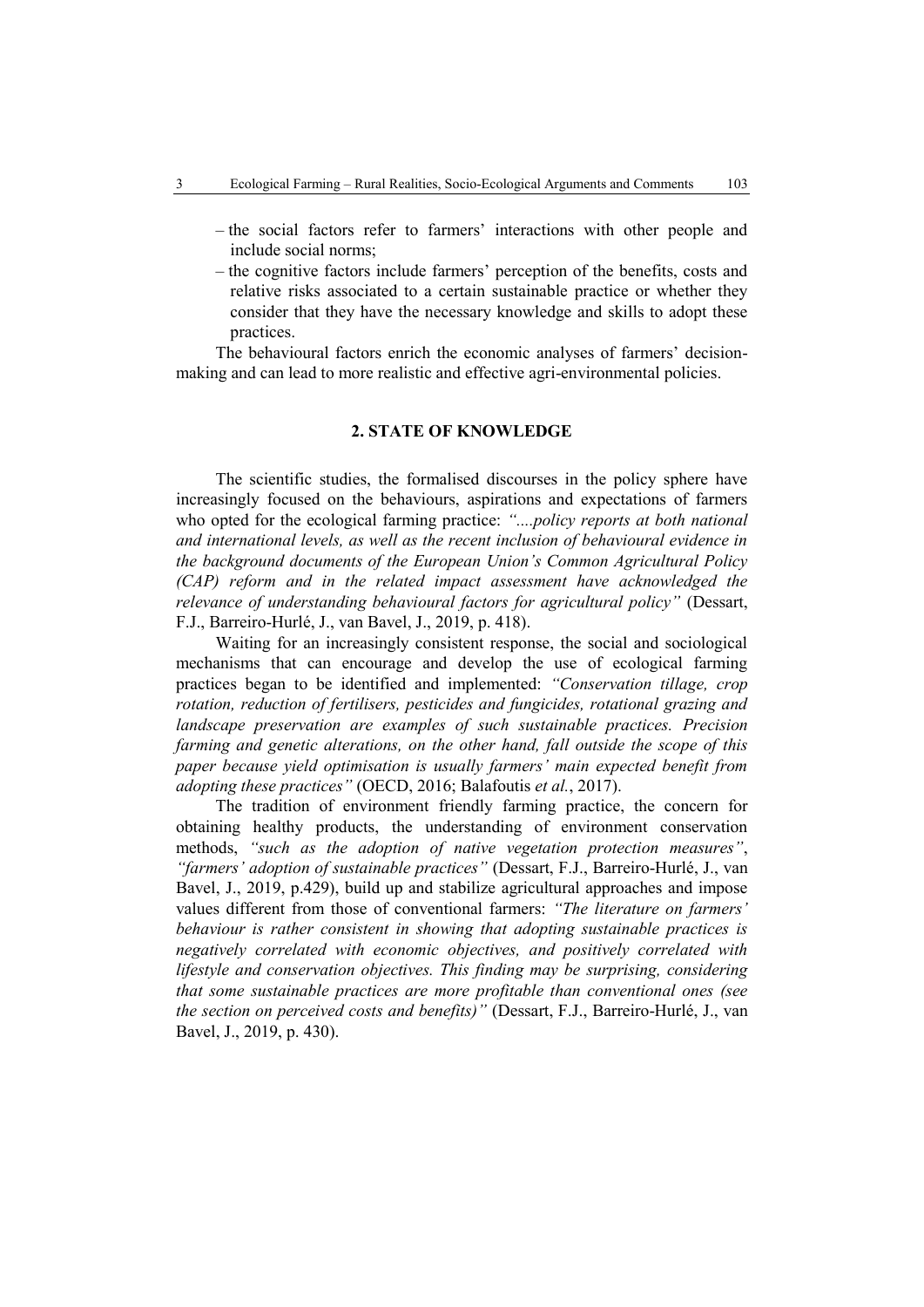– the social factors refer to farmers' interactions with other people and include social norms;
– the cognitive factors include farmers' perception of the benefits, costs and relative risks associated to a certain sustainable practice or whether they consider that they have the necessary knowledge and skills to adopt these practices.

The behavioural factors enrich the economic analyses of farmers' decision-making and can lead to more realistic and effective agri-environmental policies.

## 2. STATE OF KNOWLEDGE

The scientific studies, the formalised discourses in the policy sphere have increasingly focused on the behaviours, aspirations and expectations of farmers who opted for the ecological farming practice: *"....policy reports at both national and international levels, as well as the recent inclusion of behavioural evidence in the background documents of the European Union's Common Agricultural Policy (CAP) reform and in the related impact assessment have acknowledged the relevance of understanding behavioural factors for agricultural policy"* (Dessart, F.J., Barreiro-Hurlé, J., van Bavel, J., 2019, p. 418).

Waiting for an increasingly consistent response, the social and sociological mechanisms that can encourage and develop the use of ecological farming practices began to be identified and implemented: *"Conservation tillage, crop rotation, reduction of fertilisers, pesticides and fungicides, rotational grazing and landscape preservation are examples of such sustainable practices. Precision farming and genetic alterations, on the other hand, fall outside the scope of this paper because yield optimisation is usually farmers' main expected benefit from adopting these practices"* (OECD, 2016; Balafoutis *et al.*, 2017).

The tradition of environment friendly farming practice, the concern for obtaining healthy products, the understanding of environment conservation methods, *"such as the adoption of native vegetation protection measures"*, *"farmers' adoption of sustainable practices"* (Dessart, F.J., Barreiro-Hurlé, J., van Bavel, J., 2019, p.429), build up and stabilize agricultural approaches and impose values different from those of conventional farmers: *"The literature on farmers' behaviour is rather consistent in showing that adopting sustainable practices is negatively correlated with economic objectives, and positively correlated with lifestyle and conservation objectives. This finding may be surprising, considering that some sustainable practices are more profitable than conventional ones (see the section on perceived costs and benefits)"* (Dessart, F.J., Barreiro-Hurlé, J., van Bavel, J., 2019, p. 430).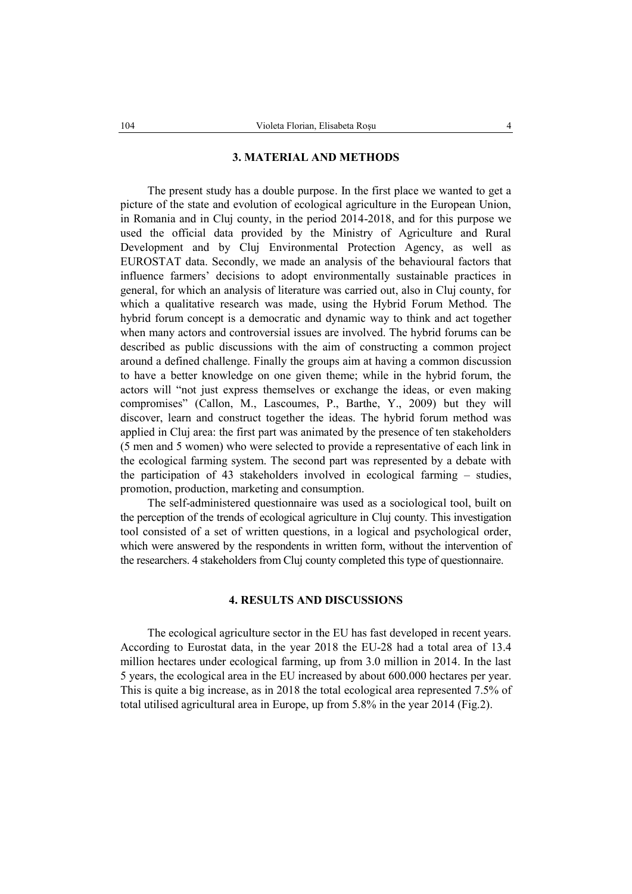## 3. MATERIAL AND METHODS

The present study has a double purpose. In the first place we wanted to get a picture of the state and evolution of ecological agriculture in the European Union, in Romania and in Cluj county, in the period 2014-2018, and for this purpose we used the official data provided by the Ministry of Agriculture and Rural Development and by Cluj Environmental Protection Agency, as well as EUROSTAT data. Secondly, we made an analysis of the behavioural factors that influence farmers' decisions to adopt environmentally sustainable practices in general, for which an analysis of literature was carried out, also in Cluj county, for which a qualitative research was made, using the Hybrid Forum Method. The hybrid forum concept is a democratic and dynamic way to think and act together when many actors and controversial issues are involved. The hybrid forums can be described as public discussions with the aim of constructing a common project around a defined challenge. Finally the groups aim at having a common discussion to have a better knowledge on one given theme; while in the hybrid forum, the actors will "not just express themselves or exchange the ideas, or even making compromises" (Callon, M., Lascoumes, P., Barthe, Y., 2009) but they will discover, learn and construct together the ideas. The hybrid forum method was applied in Cluj area: the first part was animated by the presence of ten stakeholders (5 men and 5 women) who were selected to provide a representative of each link in the ecological farming system. The second part was represented by a debate with the participation of 43 stakeholders involved in ecological farming – studies, promotion, production, marketing and consumption.

The self-administered questionnaire was used as a sociological tool, built on the perception of the trends of ecological agriculture in Cluj county. This investigation tool consisted of a set of written questions, in a logical and psychological order, which were answered by the respondents in written form, without the intervention of the researchers. 4 stakeholders from Cluj county completed this type of questionnaire.

## 4. RESULTS AND DISCUSSIONS

The ecological agriculture sector in the EU has fast developed in recent years. According to Eurostat data, in the year 2018 the EU-28 had a total area of 13.4 million hectares under ecological farming, up from 3.0 million in 2014. In the last 5 years, the ecological area in the EU increased by about 600.000 hectares per year. This is quite a big increase, as in 2018 the total ecological area represented 7.5% of total utilised agricultural area in Europe, up from 5.8% in the year 2014 (Fig.2).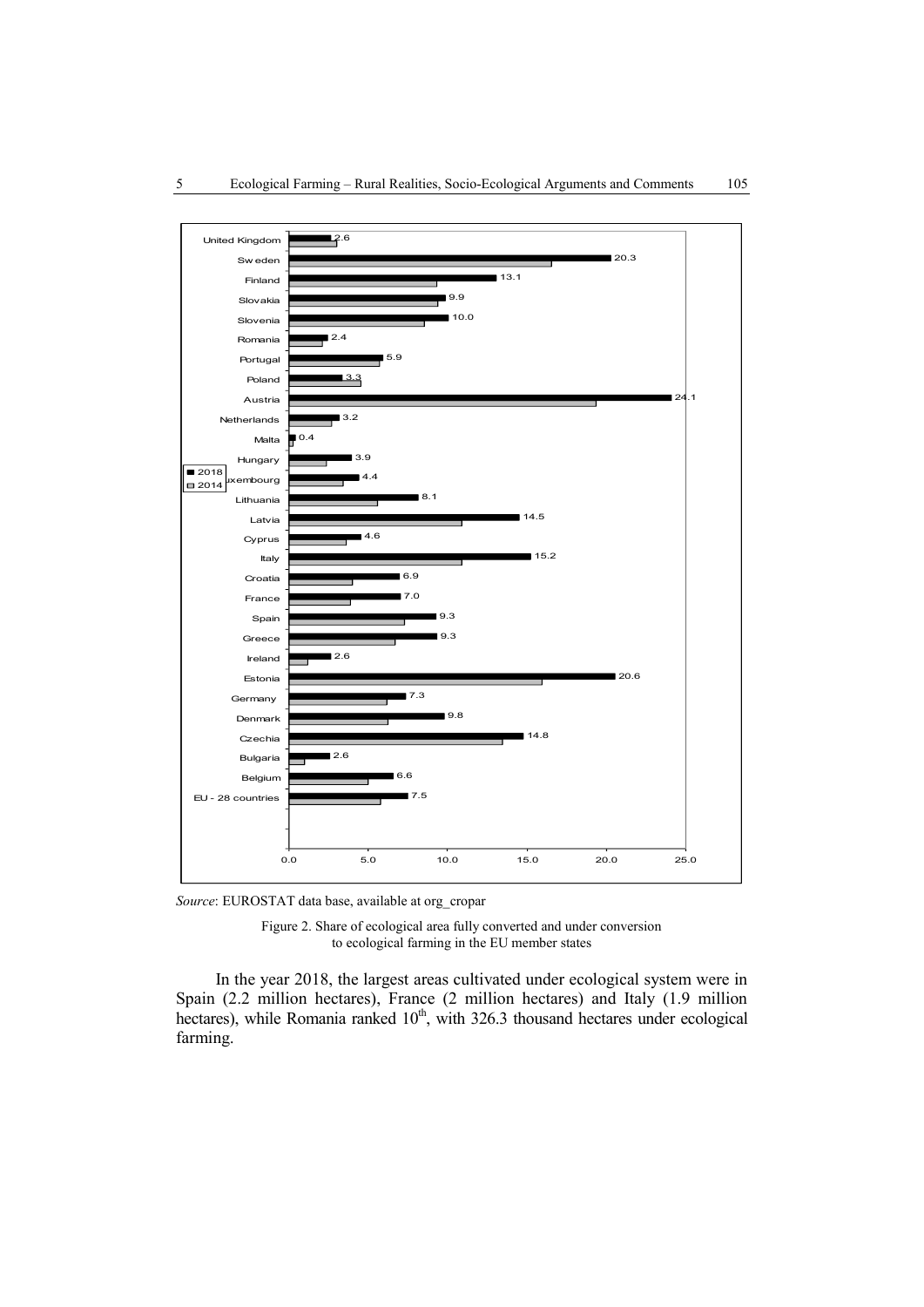United Kingdom 2.6
Sweden 20.3
Finland 13.1
Slovakia 9.9
Slovenia 10.0
Romania 2.4
Portugal 5.9
Poland 3.3
Austria 24.1
Netherlands 3.2
Malta 0.4
Hungary 3.9
Luxembourg 4.4
Lithuania 8.1
Latvia 14.5
Cyprus 4.6
Italy 15.2
Croatia 6.9
France 7.0
Spain 9.3
Greece 9.3
Ireland 2.6
Estonia 20.6
Germany 7.3
Denmark 9.8
Czechia 14.8
Bulgaria 2.6
Belgium 6.6
EU - 28 countries 7.5

0.0 5.0 10.0 15.0 20.0 25.0

2018
2014

*Source*: EUROSTAT data base, available at org_cropar

Figure 2. Share of ecological area fully converted and under conversion to ecological farming in the EU member states

In the year 2018, the largest areas cultivated under ecological system were in Spain (2.2 million hectares), France (2 million hectares) and Italy (1.9 million hectares), while Romania ranked 10th, with 326.3 thousand hectares under ecological farming.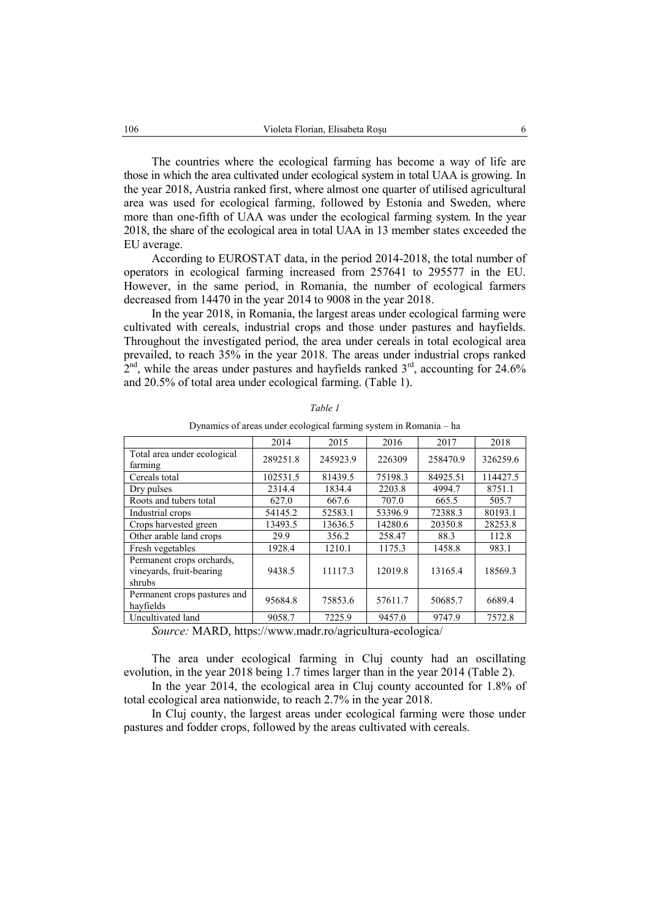The countries where the ecological farming has become a way of life are those in which the area cultivated under ecological system in total UAA is growing. In the year 2018, Austria ranked first, where almost one quarter of utilised agricultural area was used for ecological farming, followed by Estonia and Sweden, where more than one-fifth of UAA was under the ecological farming system. In the year 2018, the share of the ecological area in total UAA in 13 member states exceeded the EU average.

According to EUROSTAT data, in the period 2014-2018, the total number of operators in ecological farming increased from 257641 to 295577 in the EU. However, in the same period, in Romania, the number of ecological farmers decreased from 14470 in the year 2014 to 9008 in the year 2018.

In the year 2018, in Romania, the largest areas under ecological farming were cultivated with cereals, industrial crops and those under pastures and hayfields. Throughout the investigated period, the area under cereals in total ecological area prevailed, to reach 35% in the year 2018. The areas under industrial crops ranked 2nd, while the areas under pastures and hayfields ranked 3rd, accounting for 24.6% and 20.5% of total area under ecological farming. (Table 1).

*Table 1*

Dynamics of areas under ecological farming system in Romania – ha

| | 2014 | 2015 | 2016 | 2017 | 2018 |
|---|---|---|---|---|---|
| Total area under ecological farming | 289251.8 | 245923.9 | 226309 | 258470.9 | 326259.6 |
| Cereals total | 102531.5 | 81439.5 | 75198.3 | 84925.51 | 114427.5 |
| Dry pulses | 2314.4 | 1834.4 | 2203.8 | 4994.7 | 8751.1 |
| Roots and tubers total | 627.0 | 667.6 | 707.0 | 665.5 | 505.7 |
| Industrial crops | 54145.2 | 52583.1 | 53396.9 | 72388.3 | 80193.1 |
| Crops harvested green | 13493.5 | 13636.5 | 14280.6 | 20350.8 | 28253.8 |
| Other arable land crops | 29.9 | 356.2 | 258.47 | 88.3 | 112.8 |
| Fresh vegetables | 1928.4 | 1210.1 | 1175.3 | 1458.8 | 983.1 |
| Permanent crops orchards, vineyards, fruit-bearing shrubs | 9438.5 | 11117.3 | 12019.8 | 13165.4 | 18569.3 |
| Permanent crops pastures and hayfields | 95684.8 | 75853.6 | 57611.7 | 50685.7 | 6689.4 |
| Uncultivated land | 9058.7 | 7225.9 | 9457.0 | 9747.9 | 7572.8 |

*Source:* MARD, https://www.madr.ro/agricultura-ecologica/

The area under ecological farming in Cluj county had an oscillating evolution, in the year 2018 being 1.7 times larger than in the year 2014 (Table 2).

In the year 2014, the ecological area in Cluj county accounted for 1.8% of total ecological area nationwide, to reach 2.7% in the year 2018.

In Cluj county, the largest areas under ecological farming were those under pastures and fodder crops, followed by the areas cultivated with cereals.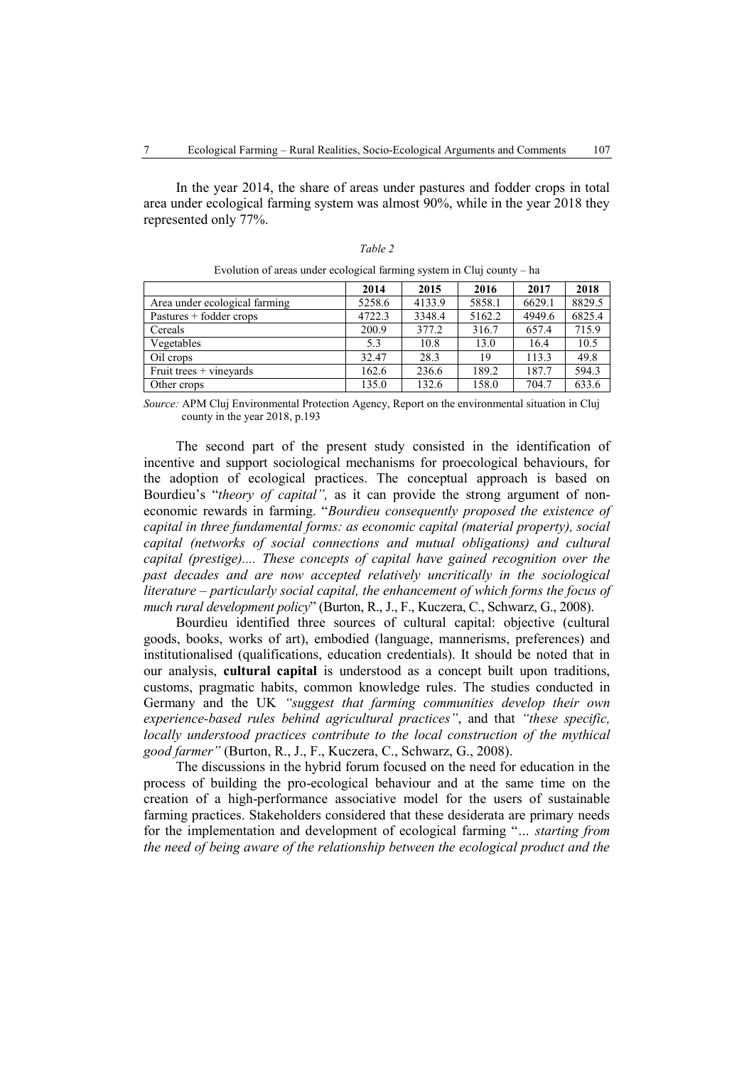In the year 2014, the share of areas under pastures and fodder crops in total area under ecological farming system was almost 90%, while in the year 2018 they represented only 77%.

*Table 2*

Evolution of areas under ecological farming system in Cluj county – ha

| | 2014 | 2015 | 2016 | 2017 | 2018 |
|---|---|---|---|---|---|
| Area under ecological farming | 5258.6 | 4133.9 | 5858.1 | 6629.1 | 8829.5 |
| Pastures + fodder crops | 4722.3 | 3348.4 | 5162.2 | 4949.6 | 6825.4 |
| Cereals | 200.9 | 377.2 | 316.7 | 657.4 | 715.9 |
| Vegetables | 5.3 | 10.8 | 13.0 | 16.4 | 10.5 |
| Oil crops | 32.47 | 28.3 | 19 | 113.3 | 49.8 |
| Fruit trees + vineyards | 162.6 | 236.6 | 189.2 | 187.7 | 594.3 |
| Other crops | 135.0 | 132.6 | 158.0 | 704.7 | 633.6 |

*Source:* APM Cluj Environmental Protection Agency, Report on the environmental situation in Cluj county in the year 2018, p.193

The second part of the present study consisted in the identification of incentive and support sociological mechanisms for proecological behaviours, for the adoption of ecological practices. The conceptual approach is based on Bourdieu's "*theory of capital",* as it can provide the strong argument of non-economic rewards in farming. "*Bourdieu consequently proposed the existence of capital in three fundamental forms: as economic capital (material property), social capital (networks of social connections and mutual obligations) and cultural capital (prestige).... These concepts of capital have gained recognition over the past decades and are now accepted relatively uncritically in the sociological literature – particularly social capital, the enhancement of which forms the focus of much rural development policy*" (Burton, R., J., F., Kuczera, C., Schwarz, G., 2008).

Bourdieu identified three sources of cultural capital: objective (cultural goods, books, works of art), embodied (language, mannerisms, preferences) and institutionalised (qualifications, education credentials). It should be noted that in our analysis, **cultural capital** is understood as a concept built upon traditions, customs, pragmatic habits, common knowledge rules. The studies conducted in Germany and the UK *"suggest that farming communities develop their own experience-based rules behind agricultural practices"*, and that *"these specific, locally understood practices contribute to the local construction of the mythical good farmer"* (Burton, R., J., F., Kuczera, C., Schwarz, G., 2008).

The discussions in the hybrid forum focused on the need for education in the process of building the pro-ecological behaviour and at the same time on the creation of a high-performance associative model for the users of sustainable farming practices. Stakeholders considered that these desiderata are primary needs for the implementation and development of ecological farming "*... starting from the need of being aware of the relationship between the ecological product and the*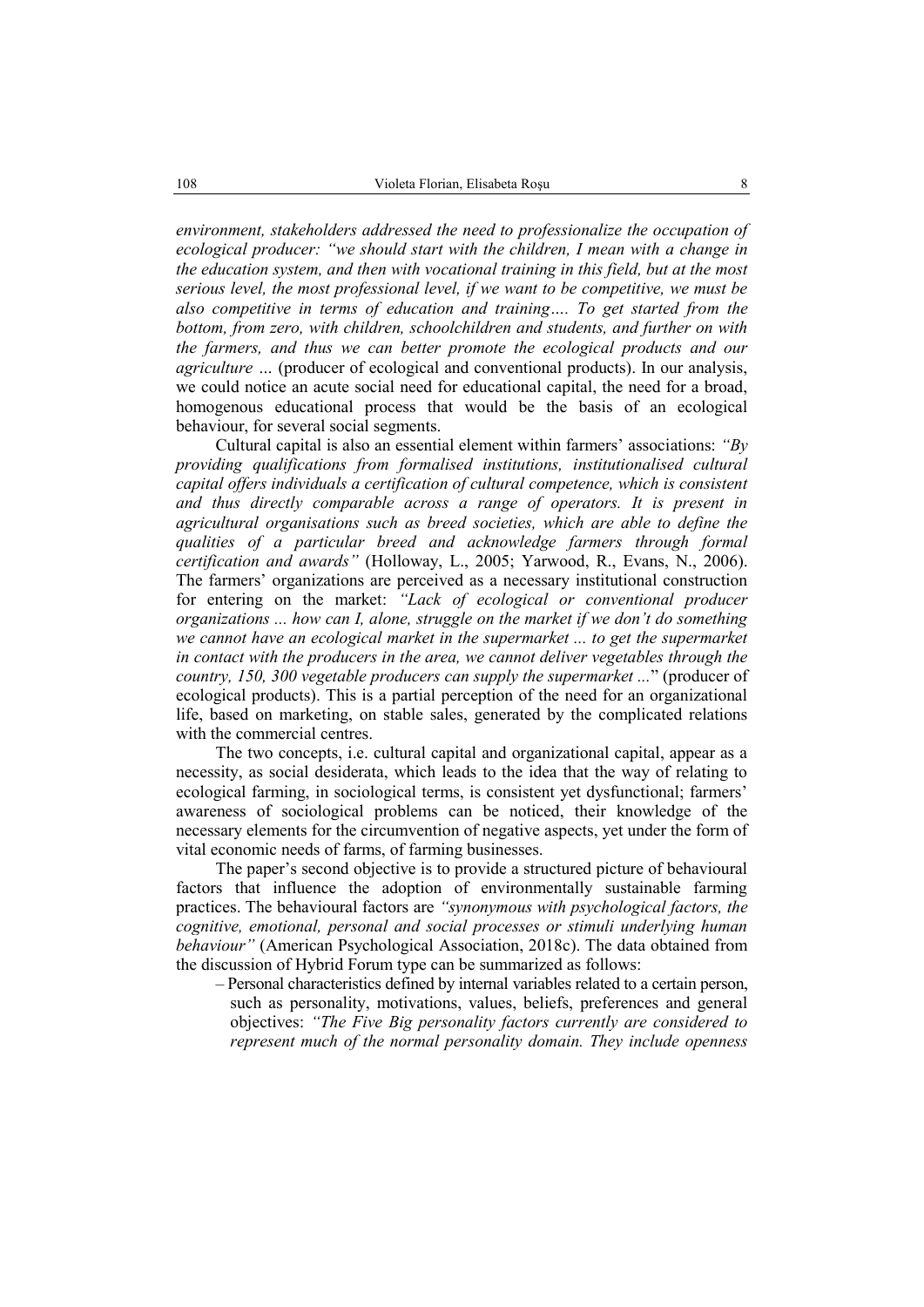*environment, stakeholders addressed the need to professionalize the occupation of ecological producer: "we should start with the children, I mean with a change in the education system, and then with vocational training in this field, but at the most serious level, the most professional level, if we want to be competitive, we must be also competitive in terms of education and training…. To get started from the bottom, from zero, with children, schoolchildren and students, and further on with the farmers, and thus we can better promote the ecological products and our agriculture …* (producer of ecological and conventional products). In our analysis, we could notice an acute social need for educational capital, the need for a broad, homogenous educational process that would be the basis of an ecological behaviour, for several social segments.

Cultural capital is also an essential element within farmers' associations: *"By providing qualifications from formalised institutions, institutionalised cultural capital offers individuals a certification of cultural competence, which is consistent and thus directly comparable across a range of operators. It is present in agricultural organisations such as breed societies, which are able to define the qualities of a particular breed and acknowledge farmers through formal certification and awards"* (Holloway, L., 2005; Yarwood, R., Evans, N., 2006). The farmers' organizations are perceived as a necessary institutional construction for entering on the market: *"Lack of ecological or conventional producer organizations ... how can I, alone, struggle on the market if we don't do something we cannot have an ecological market in the supermarket ... to get the supermarket in contact with the producers in the area, we cannot deliver vegetables through the country, 150, 300 vegetable producers can supply the supermarket ...*" (producer of ecological products). This is a partial perception of the need for an organizational life, based on marketing, on stable sales, generated by the complicated relations with the commercial centres.

The two concepts, i.e. cultural capital and organizational capital, appear as a necessity, as social desiderata, which leads to the idea that the way of relating to ecological farming, in sociological terms, is consistent yet dysfunctional; farmers' awareness of sociological problems can be noticed, their knowledge of the necessary elements for the circumvention of negative aspects, yet under the form of vital economic needs of farms, of farming businesses.

The paper's second objective is to provide a structured picture of behavioural factors that influence the adoption of environmentally sustainable farming practices. The behavioural factors are *"synonymous with psychological factors, the cognitive, emotional, personal and social processes or stimuli underlying human behaviour"* (American Psychological Association, 2018c). The data obtained from the discussion of Hybrid Forum type can be summarized as follows:

– Personal characteristics defined by internal variables related to a certain person, such as personality, motivations, values, beliefs, preferences and general objectives: *"The Five Big personality factors currently are considered to represent much of the normal personality domain. They include openness*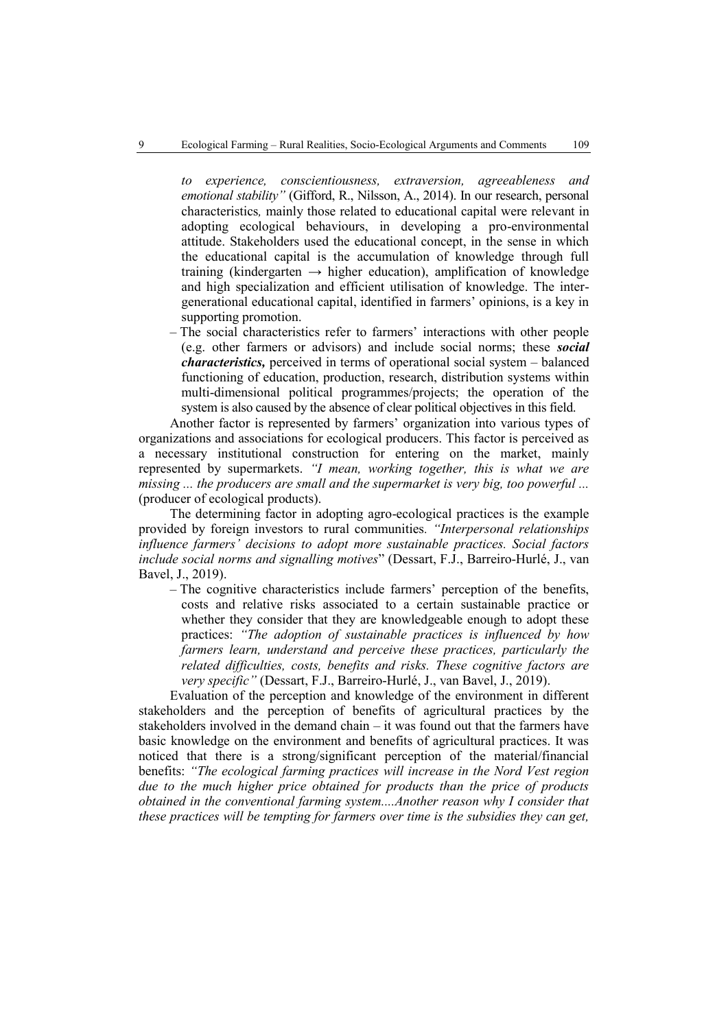*to experience, conscientiousness, extraversion, agreeableness and emotional stability"* (Gifford, R., Nilsson, A., 2014). In our research, personal characteristics, mainly those related to educational capital were relevant in adopting ecological behaviours, in developing a pro-environmental attitude. Stakeholders used the educational concept, in the sense in which the educational capital is the accumulation of knowledge through full training (kindergarten → higher education), amplification of knowledge and high specialization and efficient utilisation of knowledge. The inter-generational educational capital, identified in farmers' opinions, is a key in supporting promotion.

– The social characteristics refer to farmers' interactions with other people (e.g. other farmers or advisors) and include social norms; these ***social characteristics,*** perceived in terms of operational social system – balanced functioning of education, production, research, distribution systems within multi-dimensional political programmes/projects; the operation of the system is also caused by the absence of clear political objectives in this field.

Another factor is represented by farmers' organization into various types of organizations and associations for ecological producers. This factor is perceived as a necessary institutional construction for entering on the market, mainly represented by supermarkets. *"I mean, working together, this is what we are missing ... the producers are small and the supermarket is very big, too powerful ...* (producer of ecological products).

The determining factor in adopting agro-ecological practices is the example provided by foreign investors to rural communities. *"Interpersonal relationships influence farmers' decisions to adopt more sustainable practices. Social factors include social norms and signalling motives*" (Dessart, F.J., Barreiro-Hurlé, J., van Bavel, J., 2019).

– The cognitive characteristics include farmers' perception of the benefits, costs and relative risks associated to a certain sustainable practice or whether they consider that they are knowledgeable enough to adopt these practices: *"The adoption of sustainable practices is influenced by how farmers learn, understand and perceive these practices, particularly the related difficulties, costs, benefits and risks. These cognitive factors are very specific"* (Dessart, F.J., Barreiro-Hurlé, J., van Bavel, J., 2019).

Evaluation of the perception and knowledge of the environment in different stakeholders and the perception of benefits of agricultural practices by the stakeholders involved in the demand chain – it was found out that the farmers have basic knowledge on the environment and benefits of agricultural practices. It was noticed that there is a strong/significant perception of the material/financial benefits: *"The ecological farming practices will increase in the Nord Vest region due to the much higher price obtained for products than the price of products obtained in the conventional farming system....Another reason why I consider that these practices will be tempting for farmers over time is the subsidies they can get,*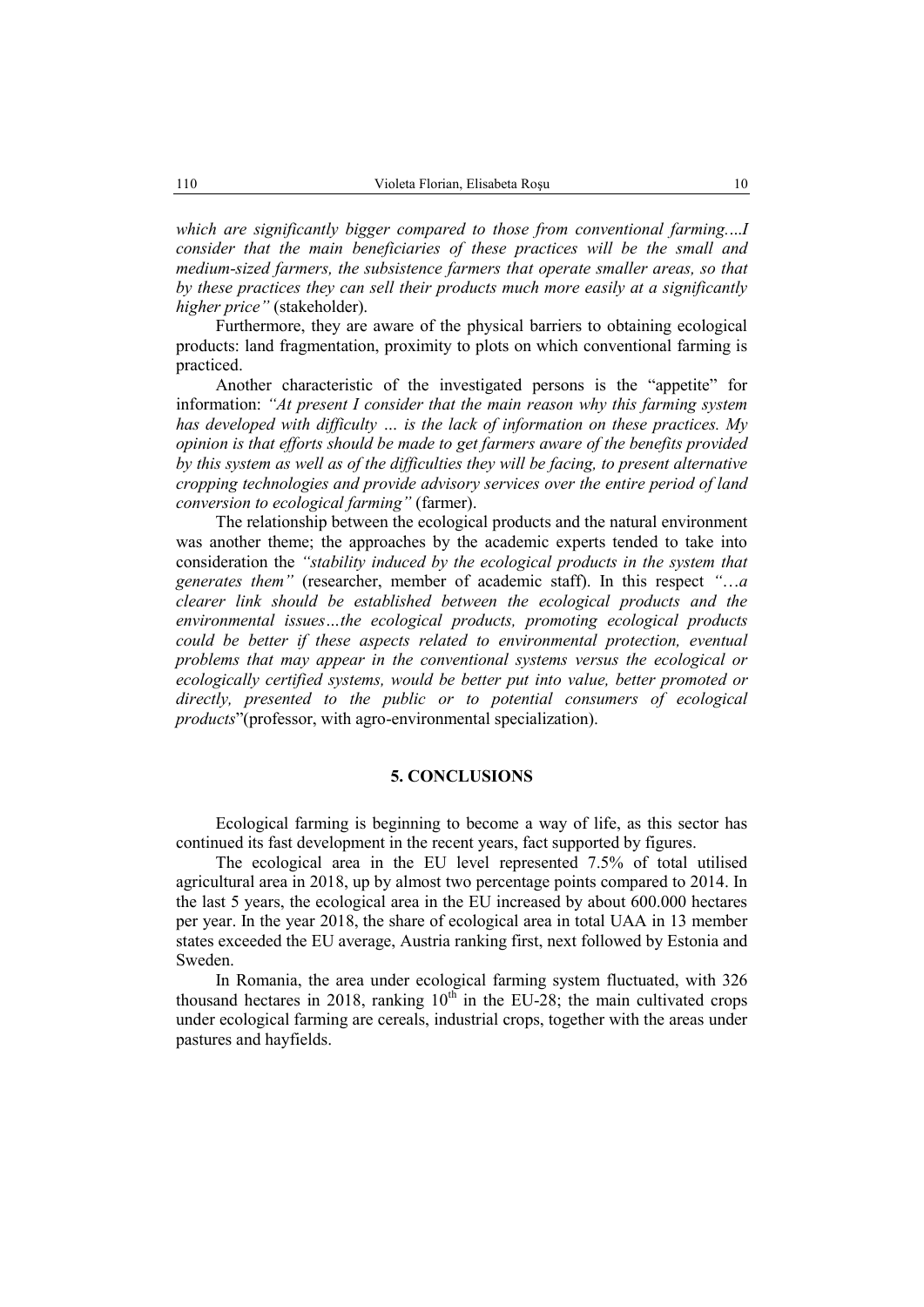*which are significantly bigger compared to those from conventional farming….I consider that the main beneficiaries of these practices will be the small and medium-sized farmers, the subsistence farmers that operate smaller areas, so that by these practices they can sell their products much more easily at a significantly higher price"* (stakeholder).

Furthermore, they are aware of the physical barriers to obtaining ecological products: land fragmentation, proximity to plots on which conventional farming is practiced.

Another characteristic of the investigated persons is the "appetite" for information: *"At present I consider that the main reason why this farming system has developed with difficulty … is the lack of information on these practices. My opinion is that efforts should be made to get farmers aware of the benefits provided by this system as well as of the difficulties they will be facing, to present alternative cropping technologies and provide advisory services over the entire period of land conversion to ecological farming"* (farmer).

The relationship between the ecological products and the natural environment was another theme; the approaches by the academic experts tended to take into consideration the *"stability induced by the ecological products in the system that generates them"* (researcher, member of academic staff). In this respect *"…a clearer link should be established between the ecological products and the environmental issues…the ecological products, promoting ecological products could be better if these aspects related to environmental protection, eventual problems that may appear in the conventional systems versus the ecological or ecologically certified systems, would be better put into value, better promoted or directly, presented to the public or to potential consumers of ecological products*"(professor, with agro-environmental specialization).

## 5. CONCLUSIONS

Ecological farming is beginning to become a way of life, as this sector has continued its fast development in the recent years, fact supported by figures.

The ecological area in the EU level represented 7.5% of total utilised agricultural area in 2018, up by almost two percentage points compared to 2014. In the last 5 years, the ecological area in the EU increased by about 600.000 hectares per year. In the year 2018, the share of ecological area in total UAA in 13 member states exceeded the EU average, Austria ranking first, next followed by Estonia and Sweden.

In Romania, the area under ecological farming system fluctuated, with 326 thousand hectares in 2018, ranking 10th in the EU-28; the main cultivated crops under ecological farming are cereals, industrial crops, together with the areas under pastures and hayfields.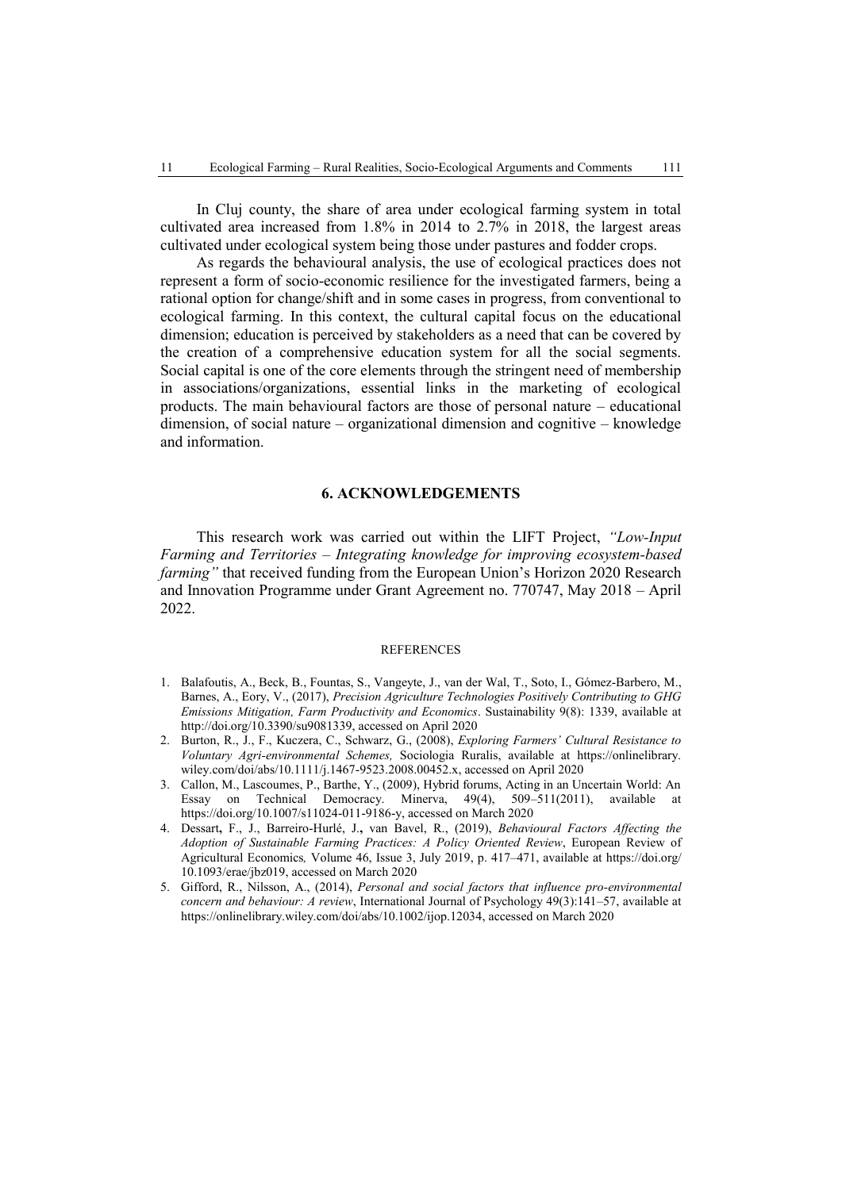In Cluj county, the share of area under ecological farming system in total cultivated area increased from 1.8% in 2014 to 2.7% in 2018, the largest areas cultivated under ecological system being those under pastures and fodder crops.

As regards the behavioural analysis, the use of ecological practices does not represent a form of socio-economic resilience for the investigated farmers, being a rational option for change/shift and in some cases in progress, from conventional to ecological farming. In this context, the cultural capital focus on the educational dimension; education is perceived by stakeholders as a need that can be covered by the creation of a comprehensive education system for all the social segments. Social capital is one of the core elements through the stringent need of membership in associations/organizations, essential links in the marketing of ecological products. The main behavioural factors are those of personal nature – educational dimension, of social nature – organizational dimension and cognitive – knowledge and information.

## 6. ACKNOWLEDGEMENTS

This research work was carried out within the LIFT Project, *"Low-Input Farming and Territories – Integrating knowledge for improving ecosystem-based farming"* that received funding from the European Union's Horizon 2020 Research and Innovation Programme under Grant Agreement no. 770747, May 2018 – April 2022.

### REFERENCES

1. Balafoutis, A., Beck, B., Fountas, S., Vangeyte, J., van der Wal, T., Soto, I., Gómez-Barbero, M., Barnes, A., Eory, V., (2017), *Precision Agriculture Technologies Positively Contributing to GHG Emissions Mitigation, Farm Productivity and Economics*. Sustainability 9(8): 1339, available at http://doi.org/10.3390/su9081339, accessed on April 2020
2. Burton, R., J., F., Kuczera, C., Schwarz, G., (2008), *Exploring Farmers' Cultural Resistance to Voluntary Agri-environmental Schemes,* Sociologia Ruralis, available at https://onlinelibrary.wiley.com/doi/abs/10.1111/j.1467-9523.2008.00452.x, accessed on April 2020
3. Callon, M., Lascoumes, P., Barthe, Y., (2009), Hybrid forums, Acting in an Uncertain World: An Essay on Technical Democracy. Minerva, 49(4), 509–511(2011), available at https://doi.org/10.1007/s11024-011-9186-y, accessed on March 2020
4. Dessart**,** F., J., Barreiro-Hurlé, J.**,** van Bavel, R., (2019), *Behavioural Factors Affecting the Adoption of Sustainable Farming Practices: A Policy Oriented Review*, European Review of Agricultural Economics*,* Volume 46, Issue 3, July 2019, p. 417–471, available at https://doi.org/10.1093/erae/jbz019, accessed on March 2020
5. Gifford, R., Nilsson, A., (2014), *Personal and social factors that influence pro-environmental concern and behaviour: A review*, International Journal of Psychology 49(3):141–57, available at https://onlinelibrary.wiley.com/doi/abs/10.1002/ijop.12034, accessed on March 2020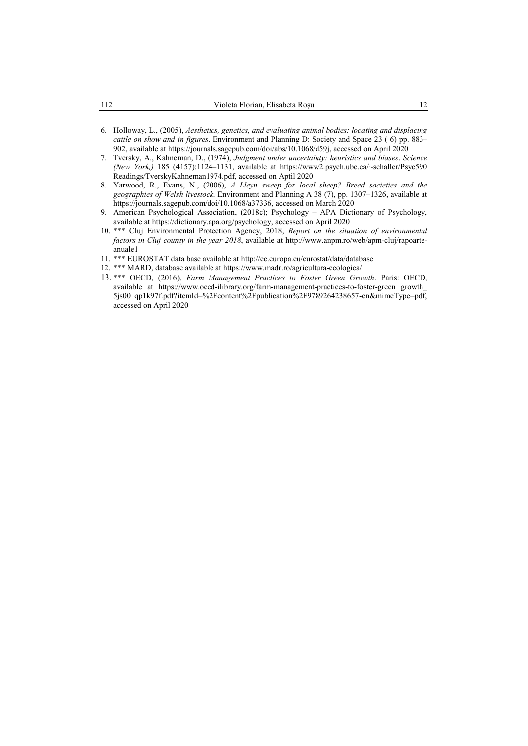6. Holloway, L., (2005), *Aesthetics, genetics, and evaluating animal bodies: locating and displacing cattle on show and in figures*. Environment and Planning D: Society and Space 23 ( 6) pp. 883–902, available at https://journals.sagepub.com/doi/abs/10.1068/d59j, accessed on April 2020
7. Tversky, A., Kahneman, D., (1974), *Judgment under uncertainty: heuristics and biases*. *Science (New York,)* 185 (4157):1124–1131, available at https://www2.psych.ubc.ca/~schaller/Psyc590 Readings/TverskyKahneman1974.pdf, accessed on Aptil 2020
8. Yarwood, R., Evans, N., (2006), *A Lleyn sweep for local sheep? Breed societies and the geographies of Welsh livestock*. Environment and Planning A 38 (7), pp. 1307–1326, available at https://journals.sagepub.com/doi/10.1068/a37336, accessed on March 2020
9. American Psychological Association, (2018c); Psychology – APA Dictionary of Psychology, available at https://dictionary.apa.org/psychology, accessed on April 2020
10. *** Cluj Environmental Protection Agency, 2018, *Report on the situation of environmental factors in Cluj county in the year 2018*, available at http://www.anpm.ro/web/apm-cluj/rapoarte-anuale1
11. *** EUROSTAT data base available at http://ec.europa.eu/eurostat/data/database
12. *** MARD, database available at https://www.madr.ro/agricultura-ecologica/
13. *** OECD, (2016), *Farm Management Practices to Foster Green Growth*. Paris: OECD, available at https://www.oecd-ilibrary.org/farm-management-practices-to-foster-green growth_ 5js00 qp1k97f.pdf?itemId=%2Fcontent%2Fpublication%2F9789264238657-en&mimeType=pdf, accessed on April 2020